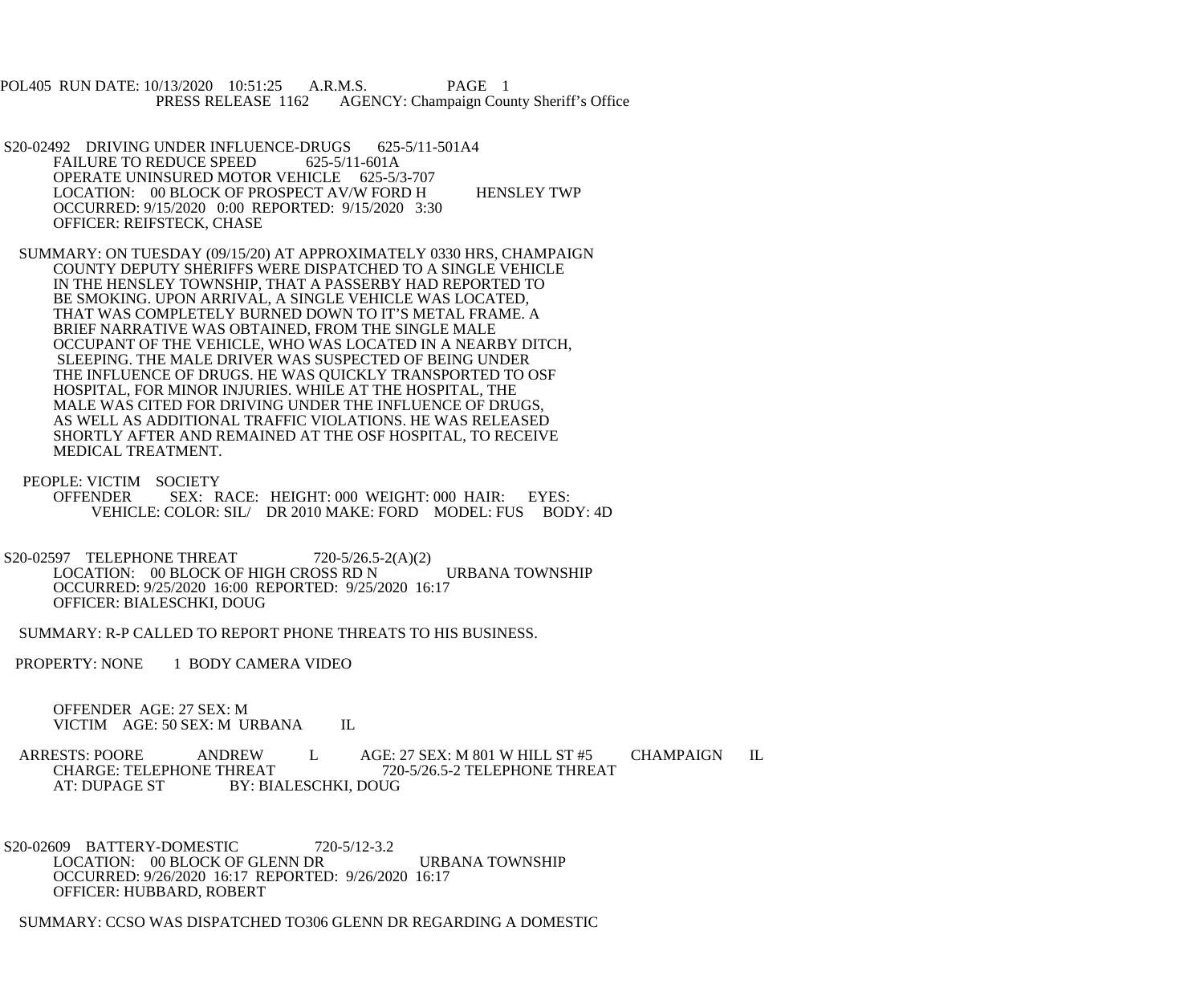POL405 RUN DATE: 10/13/2020 10:51:25 A.R.M.S. PAGE 1
PRESS RELEASE 1162 AGENCY: Champaign County Sheriff's Office

S20-02492 DRIVING UNDER INFLUENCE-DRUGS 625-5/11-501A4
FAILURE TO REDUCE SPEED 625-5/11-601A
OPERATE UNINSURED MOTOR VEHICLE 625-5/3-707
LOCATION: 00 BLOCK OF PROSPECT AV/W FORD H HENSLEY TWP
OCCURRED: 9/15/2020 0:00 REPORTED: 9/15/2020 3:30
OFFICER: REIFSTECK, CHASE

SUMMARY: ON TUESDAY (09/15/20) AT APPROXIMATELY 0330 HRS, CHAMPAIGN COUNTY DEPUTY SHERIFFS WERE DISPATCHED TO A SINGLE VEHICLE IN THE HENSLEY TOWNSHIP, THAT A PASSERBY HAD REPORTED TO BE SMOKING. UPON ARRIVAL, A SINGLE VEHICLE WAS LOCATED, THAT WAS COMPLETELY BURNED DOWN TO IT'S METAL FRAME. A BRIEF NARRATIVE WAS OBTAINED, FROM THE SINGLE MALE OCCUPANT OF THE VEHICLE, WHO WAS LOCATED IN A NEARBY DITCH, SLEEPING. THE MALE DRIVER WAS SUSPECTED OF BEING UNDER THE INFLUENCE OF DRUGS. HE WAS QUICKLY TRANSPORTED TO OSF HOSPITAL, FOR MINOR INJURIES. WHILE AT THE HOSPITAL, THE MALE WAS CITED FOR DRIVING UNDER THE INFLUENCE OF DRUGS, AS WELL AS ADDITIONAL TRAFFIC VIOLATIONS. HE WAS RELEASED SHORTLY AFTER AND REMAINED AT THE OSF HOSPITAL, TO RECEIVE MEDICAL TREATMENT.

PEOPLE: VICTIM SOCIETY
OFFENDER SEX: RACE: HEIGHT: 000 WEIGHT: 000 HAIR: EYES:
VEHICLE: COLOR: SIL/ DR 2010 MAKE: FORD MODEL: FUS BODY: 4D

S20-02597 TELEPHONE THREAT 720-5/26.5-2(A)(2)
LOCATION: 00 BLOCK OF HIGH CROSS RD N URBANA TOWNSHIP
OCCURRED: 9/25/2020 16:00 REPORTED: 9/25/2020 16:17
OFFICER: BIALESCHKI, DOUG

SUMMARY: R-P CALLED TO REPORT PHONE THREATS TO HIS BUSINESS.

PROPERTY: NONE 1 BODY CAMERA VIDEO

OFFENDER AGE: 27 SEX: M
VICTIM AGE: 50 SEX: M URBANA IL

ARRESTS: POORE ANDREW L AGE: 27 SEX: M 801 W HILL ST #5 CHAMPAIGN IL
CHARGE: TELEPHONE THREAT 720-5/26.5-2 TELEPHONE THREAT
AT: DUPAGE ST BY: BIALESCHKI, DOUG

S20-02609 BATTERY-DOMESTIC 720-5/12-3.2
LOCATION: 00 BLOCK OF GLENN DR URBANA TOWNSHIP
OCCURRED: 9/26/2020 16:17 REPORTED: 9/26/2020 16:17
OFFICER: HUBBARD, ROBERT

SUMMARY: CCSO WAS DISPATCHED TO306 GLENN DR REGARDING A DOMESTIC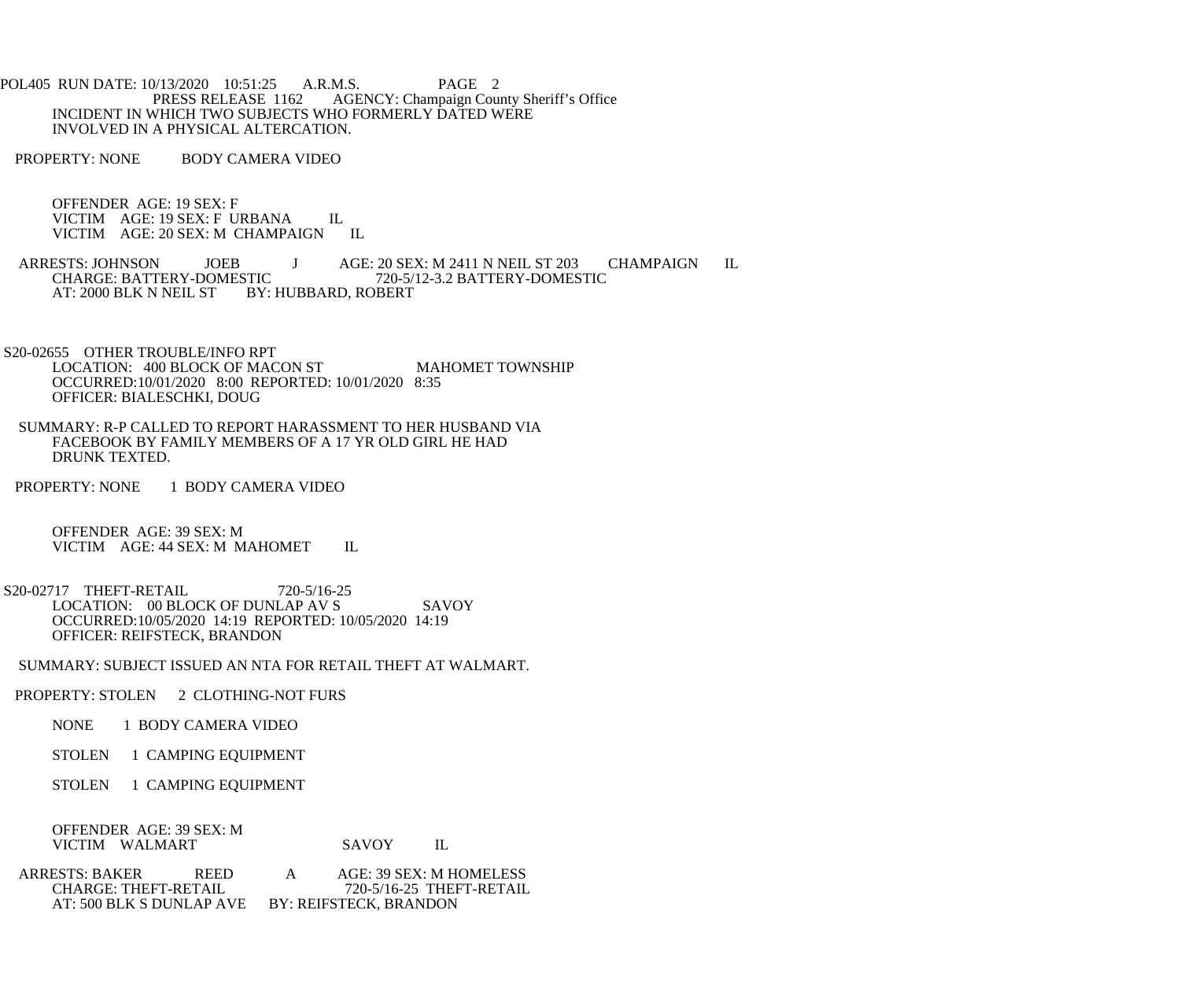INCIDENT IN WHICH TWO SUBJECTS WHO FORMERLY DATED WERE INVOLVED IN A PHYSICAL ALTERCATION.

PROPERTY: NONE BODY CAMERA VIDEO

OFFENDER AGE: 19 SEX: F
VICTIM AGE: 19 SEX: F URBANA IL
VICTIM AGE: 20 SEX: M CHAMPAIGN IL

ARRESTS: JOHNSON JOEB J AGE: 20 SEX: M 2411 N NEIL ST 203 CHAMPAIGN IL
CHARGE: BATTERY-DOMESTIC 720-5/12-3.2 BATTERY-DOMESTIC
AT: 2000 BLK N NEIL ST BY: HUBBARD, ROBERT

S20-02655 OTHER TROUBLE/INFO RPT
LOCATION: 400 BLOCK OF MACON ST MAHOMET TOWNSHIP
OCCURRED:10/01/2020 8:00 REPORTED: 10/01/2020 8:35
OFFICER: BIALESCHKI, DOUG

SUMMARY: R-P CALLED TO REPORT HARASSMENT TO HER HUSBAND VIA FACEBOOK BY FAMILY MEMBERS OF A 17 YR OLD GIRL HE HAD DRUNK TEXTED.

PROPERTY: NONE 1 BODY CAMERA VIDEO

OFFENDER AGE: 39 SEX: M
VICTIM AGE: 44 SEX: M MAHOMET IL

S20-02717 THEFT-RETAIL 720-5/16-25
LOCATION: 00 BLOCK OF DUNLAP AV S SAVOY
OCCURRED:10/05/2020 14:19 REPORTED: 10/05/2020 14:19
OFFICER: REIFSTECK, BRANDON

SUMMARY: SUBJECT ISSUED AN NTA FOR RETAIL THEFT AT WALMART.

PROPERTY: STOLEN 2 CLOTHING-NOT FURS

NONE 1 BODY CAMERA VIDEO

STOLEN 1 CAMPING EQUIPMENT

STOLEN 1 CAMPING EQUIPMENT

OFFENDER AGE: 39 SEX: M
VICTIM WALMART SAVOY IL

ARRESTS: BAKER REED A AGE: 39 SEX: M HOMELESS
CHARGE: THEFT-RETAIL 720-5/16-25 THEFT-RETAIL
AT: 500 BLK S DUNLAP AVE BY: REIFSTECK, BRANDON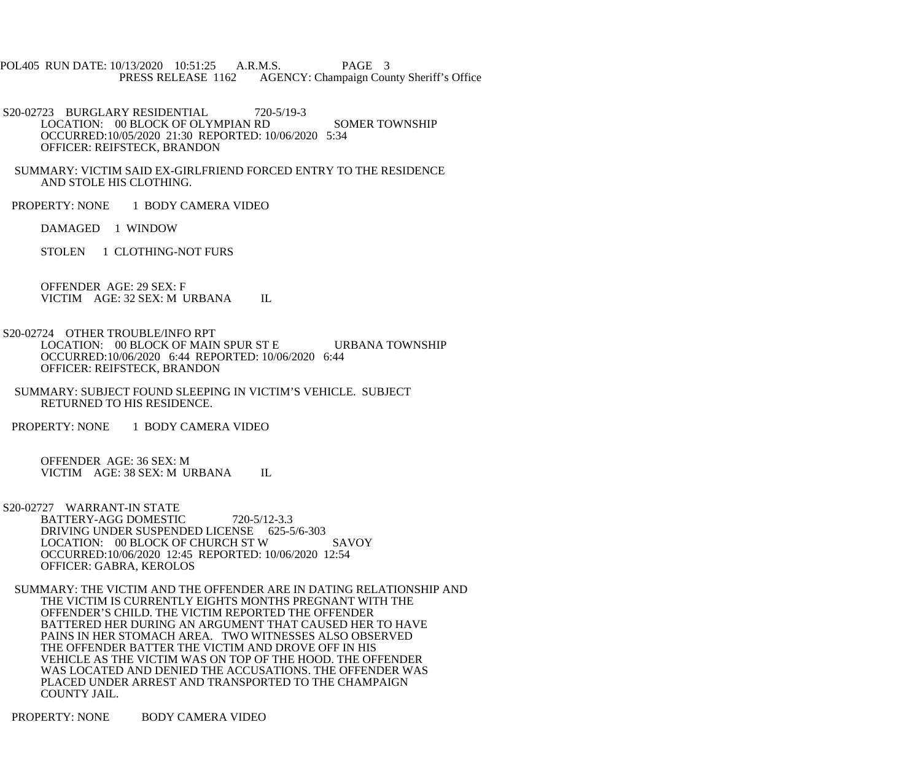S20-02723 BURGLARY RESIDENTIAL 720-5/19-3
LOCATION: 00 BLOCK OF OLYMPIAN RD SOMER TOWNSHIP
OCCURRED:10/05/2020 21:30 REPORTED: 10/06/2020 5:34
OFFICER: REIFSTECK, BRANDON

SUMMARY: VICTIM SAID EX-GIRLFRIEND FORCED ENTRY TO THE RESIDENCE AND STOLE HIS CLOTHING.

PROPERTY: NONE 1 BODY CAMERA VIDEO

DAMAGED 1 WINDOW

STOLEN 1 CLOTHING-NOT FURS

OFFENDER AGE: 29 SEX: F
VICTIM AGE: 32 SEX: M URBANA IL

S20-02724 OTHER TROUBLE/INFO RPT
LOCATION: 00 BLOCK OF MAIN SPUR ST E URBANA TOWNSHIP
OCCURRED:10/06/2020 6:44 REPORTED: 10/06/2020 6:44
OFFICER: REIFSTECK, BRANDON

SUMMARY: SUBJECT FOUND SLEEPING IN VICTIM'S VEHICLE. SUBJECT RETURNED TO HIS RESIDENCE.

PROPERTY: NONE 1 BODY CAMERA VIDEO

OFFENDER AGE: 36 SEX: M
VICTIM AGE: 38 SEX: M URBANA IL

S20-02727 WARRANT-IN STATE
BATTERY-AGG DOMESTIC 720-5/12-3.3
DRIVING UNDER SUSPENDED LICENSE 625-5/6-303
LOCATION: 00 BLOCK OF CHURCH ST W SAVOY
OCCURRED:10/06/2020 12:45 REPORTED: 10/06/2020 12:54
OFFICER: GABRA, KEROLOS

SUMMARY: THE VICTIM AND THE OFFENDER ARE IN DATING RELATIONSHIP AND THE VICTIM IS CURRENTLY EIGHTS MONTHS PREGNANT WITH THE OFFENDER'S CHILD. THE VICTIM REPORTED THE OFFENDER BATTERED HER DURING AN ARGUMENT THAT CAUSED HER TO HAVE PAINS IN HER STOMACH AREA. TWO WITNESSES ALSO OBSERVED THE OFFENDER BATTER THE VICTIM AND DROVE OFF IN HIS VEHICLE AS THE VICTIM WAS ON TOP OF THE HOOD. THE OFFENDER WAS LOCATED AND DENIED THE ACCUSATIONS. THE OFFENDER WAS PLACED UNDER ARREST AND TRANSPORTED TO THE CHAMPAIGN COUNTY JAIL.

PROPERTY: NONE BODY CAMERA VIDEO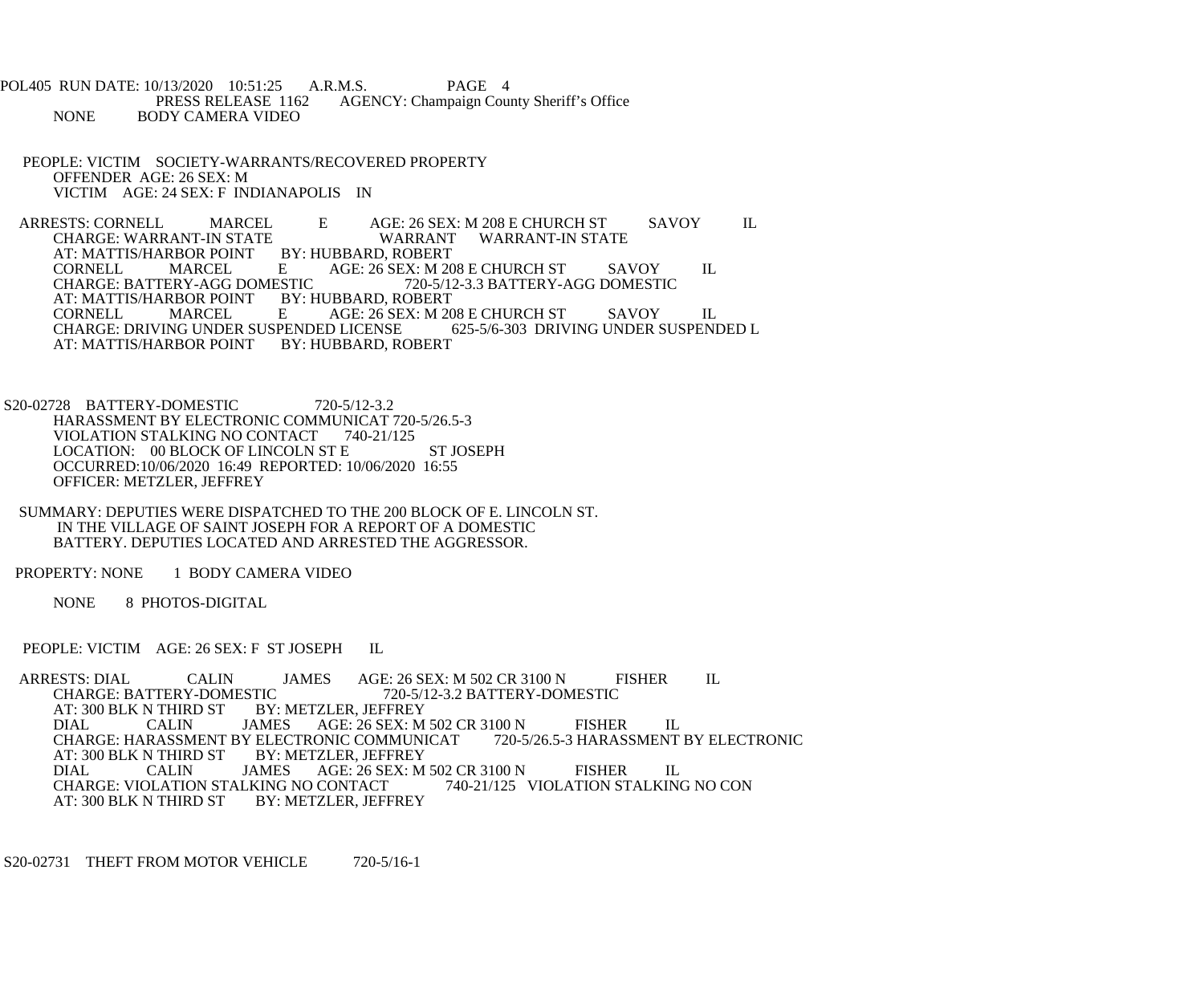NONE BODY CAMERA VIDEO

PEOPLE: VICTIM SOCIETY-WARRANTS/RECOVERED PROPERTY
OFFENDER AGE: 26 SEX: M
VICTIM AGE: 24 SEX: F INDIANAPOLIS IN

ARRESTS: CORNELL MARCEL E AGE: 26 SEX: M 208 E CHURCH ST SAVOY IL
CHARGE: WARRANT-IN STATE WARRANT WARRANT-IN STATE
AT: MATTIS/HARBOR POINT BY: HUBBARD, ROBERT
CORNELL MARCEL E AGE: 26 SEX: M 208 E CHURCH ST SAVOY IL
CHARGE: BATTERY-AGG DOMESTIC 720-5/12-3.3 BATTERY-AGG DOMESTIC
AT: MATTIS/HARBOR POINT BY: HUBBARD, ROBERT
CORNELL MARCEL E AGE: 26 SEX: M 208 E CHURCH ST SAVOY IL
CHARGE: DRIVING UNDER SUSPENDED LICENSE 625-5/6-303 DRIVING UNDER SUSPENDED L
AT: MATTIS/HARBOR POINT BY: HUBBARD, ROBERT

S20-02728 BATTERY-DOMESTIC 720-5/12-3.2
HARASSMENT BY ELECTRONIC COMMUNICAT 720-5/26.5-3
VIOLATION STALKING NO CONTACT 740-21/125
LOCATION: 00 BLOCK OF LINCOLN ST E ST JOSEPH
OCCURRED:10/06/2020 16:49 REPORTED: 10/06/2020 16:55
OFFICER: METZLER, JEFFREY

SUMMARY: DEPUTIES WERE DISPATCHED TO THE 200 BLOCK OF E. LINCOLN ST.
IN THE VILLAGE OF SAINT JOSEPH FOR A REPORT OF A DOMESTIC
BATTERY. DEPUTIES LOCATED AND ARRESTED THE AGGRESSOR.

PROPERTY: NONE 1 BODY CAMERA VIDEO

NONE 8 PHOTOS-DIGITAL

PEOPLE: VICTIM AGE: 26 SEX: F ST JOSEPH IL

ARRESTS: DIAL CALIN JAMES AGE: 26 SEX: M 502 CR 3100 N FISHER IL
CHARGE: BATTERY-DOMESTIC 720-5/12-3.2 BATTERY-DOMESTIC
AT: 300 BLK N THIRD ST BY: METZLER, JEFFREY
DIAL CALIN JAMES AGE: 26 SEX: M 502 CR 3100 N FISHER IL
CHARGE: HARASSMENT BY ELECTRONIC COMMUNICAT 720-5/26.5-3 HARASSMENT BY ELECTRONIC
AT: 300 BLK N THIRD ST BY: METZLER, JEFFREY
DIAL CALIN JAMES AGE: 26 SEX: M 502 CR 3100 N FISHER IL
CHARGE: VIOLATION STALKING NO CONTACT 740-21/125 VIOLATION STALKING NO CON
AT: 300 BLK N THIRD ST BY: METZLER, JEFFREY

S20-02731 THEFT FROM MOTOR VEHICLE 720-5/16-1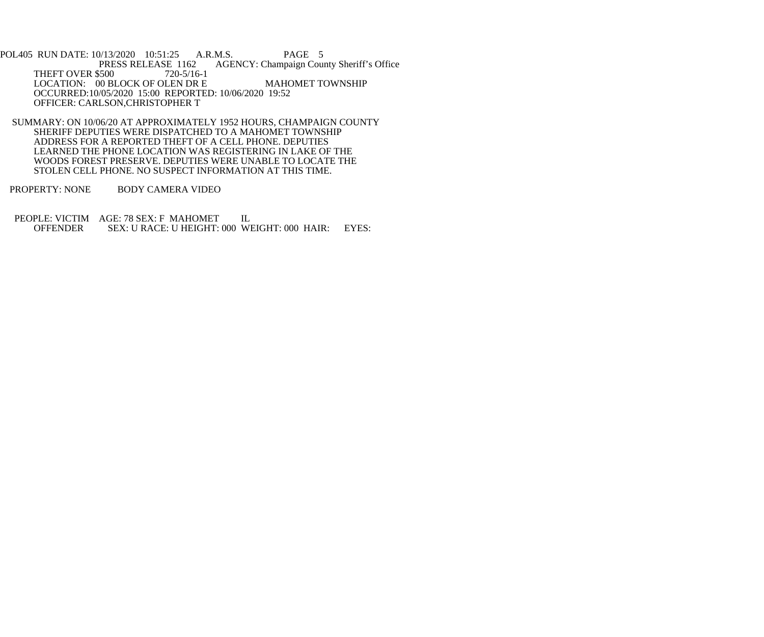POL405 RUN DATE: 10/13/2020 10:51:25 A.R.M.S. PAGE 5
PRESS RELEASE 1162 AGENCY: Champaign County Sheriff's Office
THEFT OVER $500 720-5/16-1
LOCATION: 00 BLOCK OF OLEN DR E MAHOMET TOWNSHIP
OCCURRED:10/05/2020 15:00 REPORTED: 10/06/2020 19:52
OFFICER: CARLSON,CHRISTOPHER T

SUMMARY: ON 10/06/20 AT APPROXIMATELY 1952 HOURS, CHAMPAIGN COUNTY SHERIFF DEPUTIES WERE DISPATCHED TO A MAHOMET TOWNSHIP ADDRESS FOR A REPORTED THEFT OF A CELL PHONE. DEPUTIES LEARNED THE PHONE LOCATION WAS REGISTERING IN LAKE OF THE WOODS FOREST PRESERVE. DEPUTIES WERE UNABLE TO LOCATE THE STOLEN CELL PHONE. NO SUSPECT INFORMATION AT THIS TIME.

PROPERTY: NONE BODY CAMERA VIDEO

PEOPLE: VICTIM AGE: 78 SEX: F MAHOMET IL
OFFENDER SEX: U RACE: U HEIGHT: 000 WEIGHT: 000 HAIR: EYES: